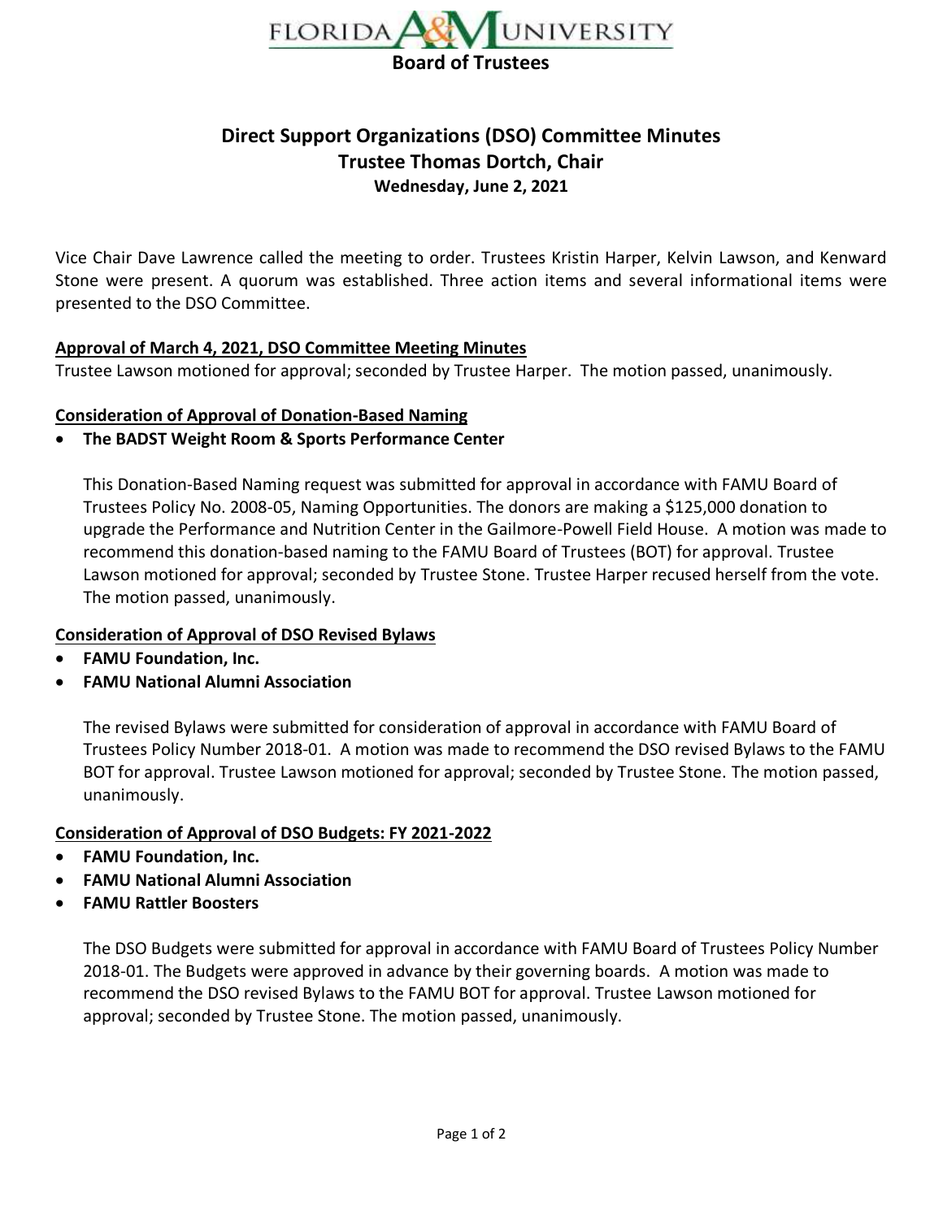FLORIDA A&M UNIVERSITY

**Board of Trustees**

# Direct Support Organizations (DSO) Committee Minutes
## Trustee Thomas Dortch, Chair
### Wednesday, June 2, 2021

Vice Chair Dave Lawrence called the meeting to order. Trustees Kristin Harper, Kelvin Lawson, and Kenward Stone were present. A quorum was established. Three action items and several informational items were presented to the DSO Committee.

**Approval of March 4, 2021, DSO Committee Meeting Minutes**

Trustee Lawson motioned for approval; seconded by Trustee Harper. The motion passed, unanimously.

**Consideration of Approval of Donation-Based Naming**

- **The BADST Weight Room & Sports Performance Center**

  This Donation-Based Naming request was submitted for approval in accordance with FAMU Board of Trustees Policy No. 2008-05, Naming Opportunities. The donors are making a $125,000 donation to upgrade the Performance and Nutrition Center in the Gailmore-Powell Field House. A motion was made to recommend this donation-based naming to the FAMU Board of Trustees (BOT) for approval. Trustee Lawson motioned for approval; seconded by Trustee Stone. Trustee Harper recused herself from the vote. The motion passed, unanimously.

**Consideration of Approval of DSO Revised Bylaws**

- **FAMU Foundation, Inc.**
- **FAMU National Alumni Association**

  The revised Bylaws were submitted for consideration of approval in accordance with FAMU Board of Trustees Policy Number 2018-01. A motion was made to recommend the DSO revised Bylaws to the FAMU BOT for approval. Trustee Lawson motioned for approval; seconded by Trustee Stone. The motion passed, unanimously.

**Consideration of Approval of DSO Budgets: FY 2021-2022**

- **FAMU Foundation, Inc.**
- **FAMU National Alumni Association**
- **FAMU Rattler Boosters**

  The DSO Budgets were submitted for approval in accordance with FAMU Board of Trustees Policy Number 2018-01. The Budgets were approved in advance by their governing boards. A motion was made to recommend the DSO revised Bylaws to the FAMU BOT for approval. Trustee Lawson motioned for approval; seconded by Trustee Stone. The motion passed, unanimously.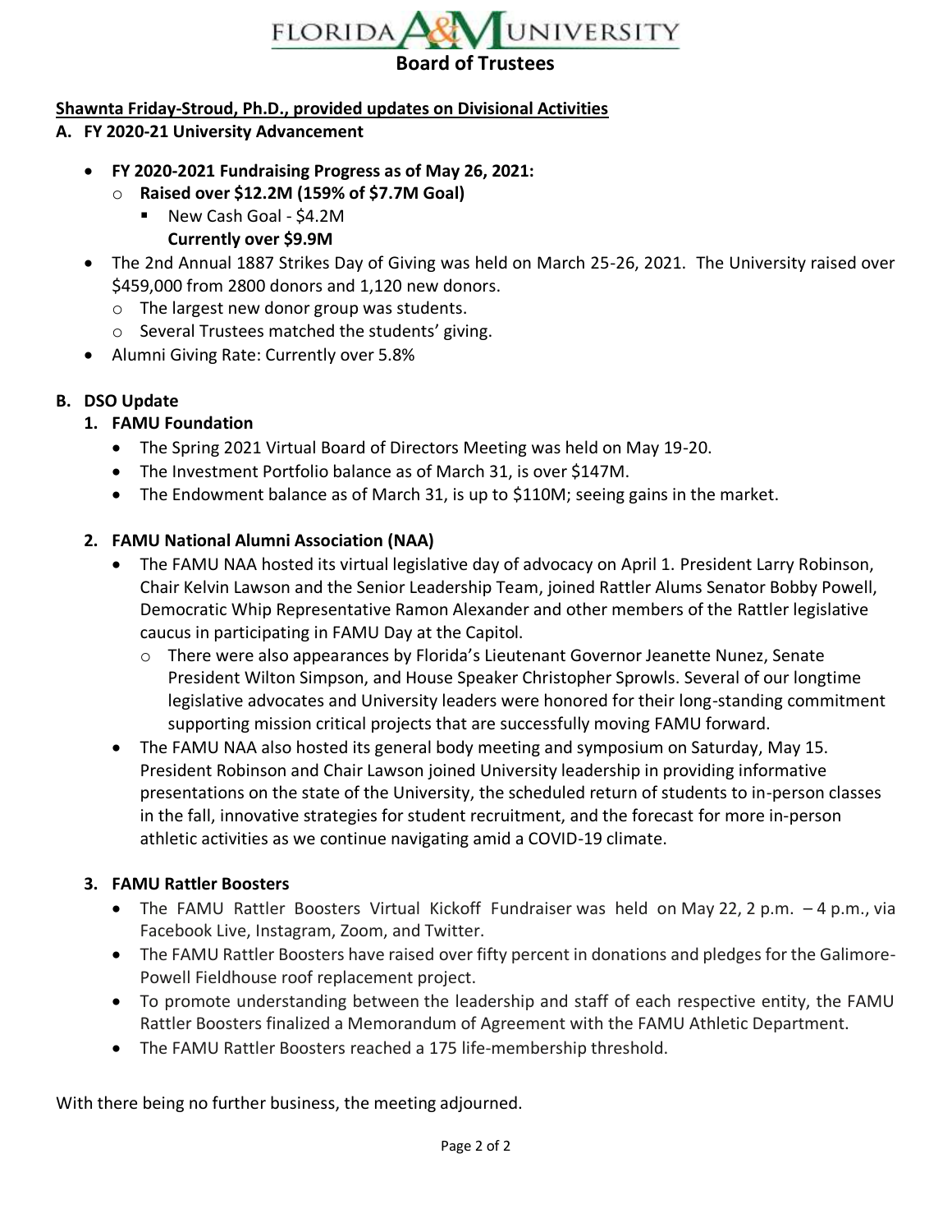**Board of Trustees**

**Shawnta Friday-Stroud, Ph.D., provided updates on Divisional Activities**

**A. FY 2020-21 University Advancement**

- **FY 2020-2021 Fundraising Progress as of May 26, 2021:**
  - **Raised over $12.2M (159% of $7.7M Goal)**
    - New Cash Goal - $4.2M
      **Currently over $9.9M**
- The 2nd Annual 1887 Strikes Day of Giving was held on March 25-26, 2021. The University raised over $459,000 from 2800 donors and 1,120 new donors.
  - The largest new donor group was students.
  - Several Trustees matched the students' giving.
- Alumni Giving Rate: Currently over 5.8%

**B. DSO Update**

**1. FAMU Foundation**

- The Spring 2021 Virtual Board of Directors Meeting was held on May 19-20.
- The Investment Portfolio balance as of March 31, is over $147M.
- The Endowment balance as of March 31, is up to $110M; seeing gains in the market.

**2. FAMU National Alumni Association (NAA)**

- The FAMU NAA hosted its virtual legislative day of advocacy on April 1. President Larry Robinson, Chair Kelvin Lawson and the Senior Leadership Team, joined Rattler Alums Senator Bobby Powell, Democratic Whip Representative Ramon Alexander and other members of the Rattler legislative caucus in participating in FAMU Day at the Capitol.
  - There were also appearances by Florida's Lieutenant Governor Jeanette Nunez, Senate President Wilton Simpson, and House Speaker Christopher Sprowls. Several of our longtime legislative advocates and University leaders were honored for their long-standing commitment supporting mission critical projects that are successfully moving FAMU forward.
- The FAMU NAA also hosted its general body meeting and symposium on Saturday, May 15. President Robinson and Chair Lawson joined University leadership in providing informative presentations on the state of the University, the scheduled return of students to in-person classes in the fall, innovative strategies for student recruitment, and the forecast for more in-person athletic activities as we continue navigating amid a COVID-19 climate.

**3. FAMU Rattler Boosters**

- The FAMU Rattler Boosters Virtual Kickoff Fundraiser was held on May 22, 2 p.m. – 4 p.m., via Facebook Live, Instagram, Zoom, and Twitter.
- The FAMU Rattler Boosters have raised over fifty percent in donations and pledges for the Galimore-Powell Fieldhouse roof replacement project.
- To promote understanding between the leadership and staff of each respective entity, the FAMU Rattler Boosters finalized a Memorandum of Agreement with the FAMU Athletic Department.
- The FAMU Rattler Boosters reached a 175 life-membership threshold.

With there being no further business, the meeting adjourned.